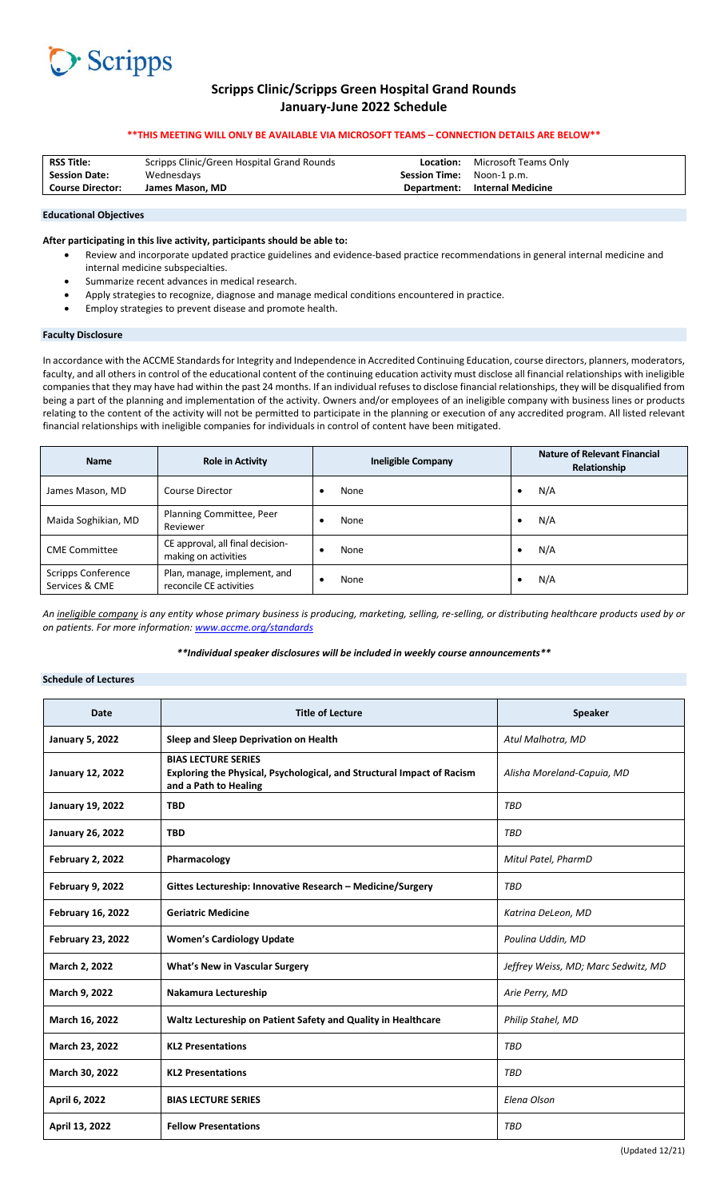Scripps

# Scripps Clinic/Scripps Green Hospital Grand Rounds
# January-June 2022 Schedule

**\*\*THIS MEETING WILL ONLY BE AVAILABLE VIA MICROSOFT TEAMS – CONNECTION DETAILS ARE BELOW\*\***

| | | | |
|---|---|---|---|
| **RSS Title:** | Scripps Clinic/Green Hospital Grand Rounds | **Location:** | Microsoft Teams Only |
| **Session Date:** | Wednesdays | **Session Time:** | Noon-1 p.m. |
| **Course Director:** | **James Mason, MD** | **Department:** | **Internal Medicine** |

## Educational Objectives

**After participating in this live activity, participants should be able to:**

- Review and incorporate updated practice guidelines and evidence-based practice recommendations in general internal medicine and internal medicine subspecialties.
- Summarize recent advances in medical research.
- Apply strategies to recognize, diagnose and manage medical conditions encountered in practice.
- Employ strategies to prevent disease and promote health.

## Faculty Disclosure

In accordance with the ACCME Standards for Integrity and Independence in Accredited Continuing Education, course directors, planners, moderators, faculty, and all others in control of the educational content of the continuing education activity must disclose all financial relationships with ineligible companies that they may have had within the past 24 months. If an individual refuses to disclose financial relationships, they will be disqualified from being a part of the planning and implementation of the activity. Owners and/or employees of an ineligible company with business lines or products relating to the content of the activity will not be permitted to participate in the planning or execution of any accredited program. All listed relevant financial relationships with ineligible companies for individuals in control of content have been mitigated.

| Name | Role in Activity | Ineligible Company | Nature of Relevant Financial Relationship |
|---|---|---|---|
| James Mason, MD | Course Director | • None | • N/A |
| Maida Soghikian, MD | Planning Committee, Peer Reviewer | • None | • N/A |
| CME Committee | CE approval, all final decision-making on activities | • None | • N/A |
| Scripps Conference Services & CME | Plan, manage, implement, and reconcile CE activities | • None | • N/A |

*An ineligible company is any entity whose primary business is producing, marketing, selling, re-selling, or distributing healthcare products used by or on patients. For more information: www.accme.org/standards*

***\*\*Individual speaker disclosures will be included in weekly course announcements\*\****

## Schedule of Lectures

| Date | Title of Lecture | Speaker |
|---|---|---|
| **January 5, 2022** | **Sleep and Sleep Deprivation on Health** | *Atul Malhotra, MD* |
| **January 12, 2022** | **BIAS LECTURE SERIES**<br>**Exploring the Physical, Psychological, and Structural Impact of Racism and a Path to Healing** | *Alisha Moreland-Capuia, MD* |
| **January 19, 2022** | **TBD** | *TBD* |
| **January 26, 2022** | **TBD** | *TBD* |
| **February 2, 2022** | **Pharmacology** | *Mitul Patel, PharmD* |
| **February 9, 2022** | **Gittes Lectureship: Innovative Research – Medicine/Surgery** | *TBD* |
| **February 16, 2022** | **Geriatric Medicine** | *Katrina DeLeon, MD* |
| **February 23, 2022** | **Women's Cardiology Update** | *Poulina Uddin, MD* |
| **March 2, 2022** | **What's New in Vascular Surgery** | *Jeffrey Weiss, MD; Marc Sedwitz, MD* |
| **March 9, 2022** | **Nakamura Lectureship** | *Arie Perry, MD* |
| **March 16, 2022** | **Waltz Lectureship on Patient Safety and Quality in Healthcare** | *Philip Stahel, MD* |
| **March 23, 2022** | **KL2 Presentations** | *TBD* |
| **March 30, 2022** | **KL2 Presentations** | *TBD* |
| **April 6, 2022** | **BIAS LECTURE SERIES** | *Elena Olson* |
| **April 13, 2022** | **Fellow Presentations** | *TBD* |

(Updated 12/21)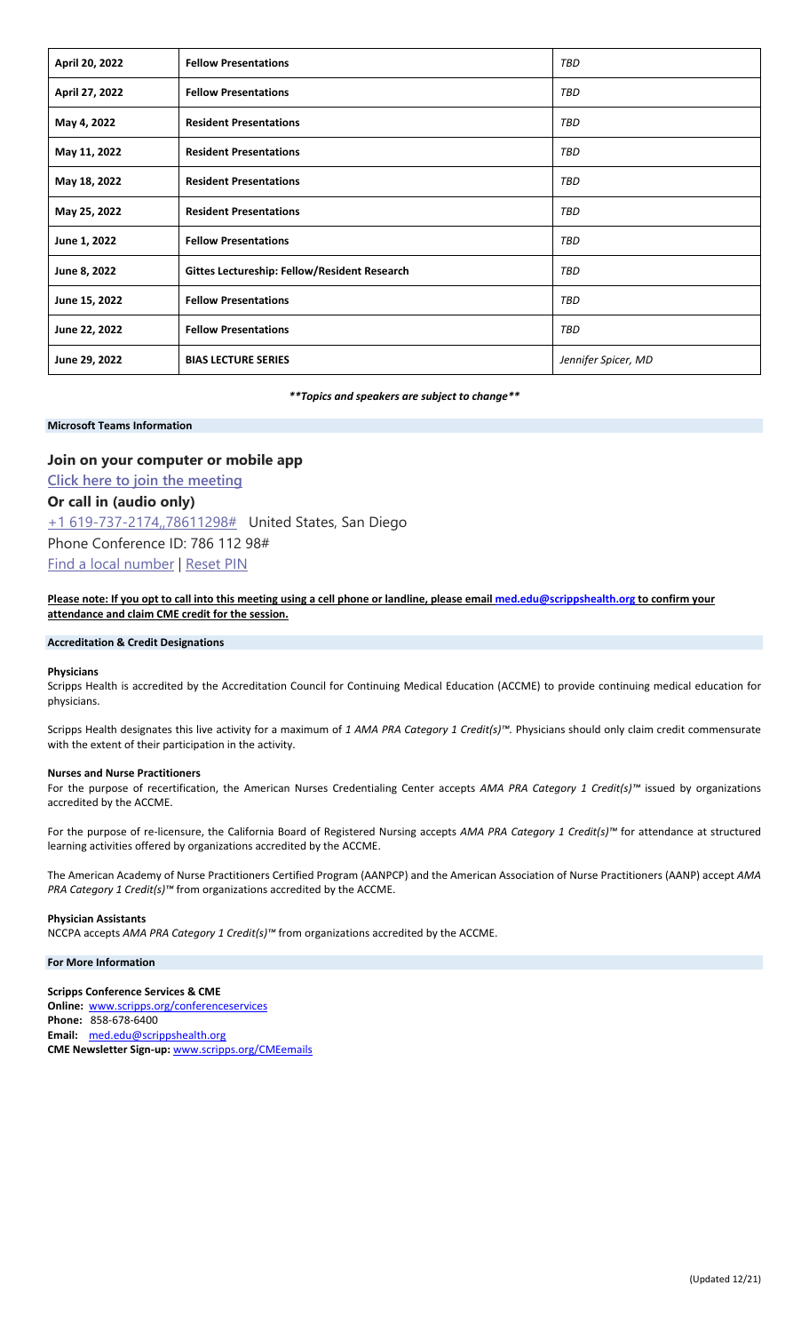| | | |
|---|---|---|
| **April 20, 2022** | **Fellow Presentations** | *TBD* |
| **April 27, 2022** | **Fellow Presentations** | *TBD* |
| **May 4, 2022** | **Resident Presentations** | *TBD* |
| **May 11, 2022** | **Resident Presentations** | *TBD* |
| **May 18, 2022** | **Resident Presentations** | *TBD* |
| **May 25, 2022** | **Resident Presentations** | *TBD* |
| **June 1, 2022** | **Fellow Presentations** | *TBD* |
| **June 8, 2022** | **Gittes Lectureship: Fellow/Resident Research** | *TBD* |
| **June 15, 2022** | **Fellow Presentations** | *TBD* |
| **June 22, 2022** | **Fellow Presentations** | *TBD* |
| **June 29, 2022** | **BIAS LECTURE SERIES** | *Jennifer Spicer, MD* |

***\*\*Topics and speakers are subject to change\*\****

**Microsoft Teams Information**

## Join on your computer or mobile app

**Click here to join the meeting**

**Or call in (audio only)**

+1 619-737-2174,,78611298# United States, San Diego

Phone Conference ID: 786 112 98#

Find a local number | Reset PIN

**Please note: If you opt to call into this meeting using a cell phone or landline, please email med.edu@scrippshealth.org to confirm your attendance and claim CME credit for the session.**

**Accreditation & Credit Designations**

**Physicians**

Scripps Health is accredited by the Accreditation Council for Continuing Medical Education (ACCME) to provide continuing medical education for physicians.

Scripps Health designates this live activity for a maximum of *1 AMA PRA Category 1 Credit(s)™.* Physicians should only claim credit commensurate with the extent of their participation in the activity.

**Nurses and Nurse Practitioners**

For the purpose of recertification, the American Nurses Credentialing Center accepts *AMA PRA Category 1 Credit(s)™* issued by organizations accredited by the ACCME.

For the purpose of re-licensure, the California Board of Registered Nursing accepts *AMA PRA Category 1 Credit(s)™* for attendance at structured learning activities offered by organizations accredited by the ACCME.

The American Academy of Nurse Practitioners Certified Program (AANPCP) and the American Association of Nurse Practitioners (AANP) accept *AMA PRA Category 1 Credit(s)™* from organizations accredited by the ACCME.

**Physician Assistants**

NCCPA accepts *AMA PRA Category 1 Credit(s)™* from organizations accredited by the ACCME.

**For More Information**

**Scripps Conference Services & CME**
**Online:** www.scripps.org/conferenceservices
**Phone:** 858-678-6400
**Email:** med.edu@scrippshealth.org
**CME Newsletter Sign-up:** www.scripps.org/CMEemails

(Updated 12/21)